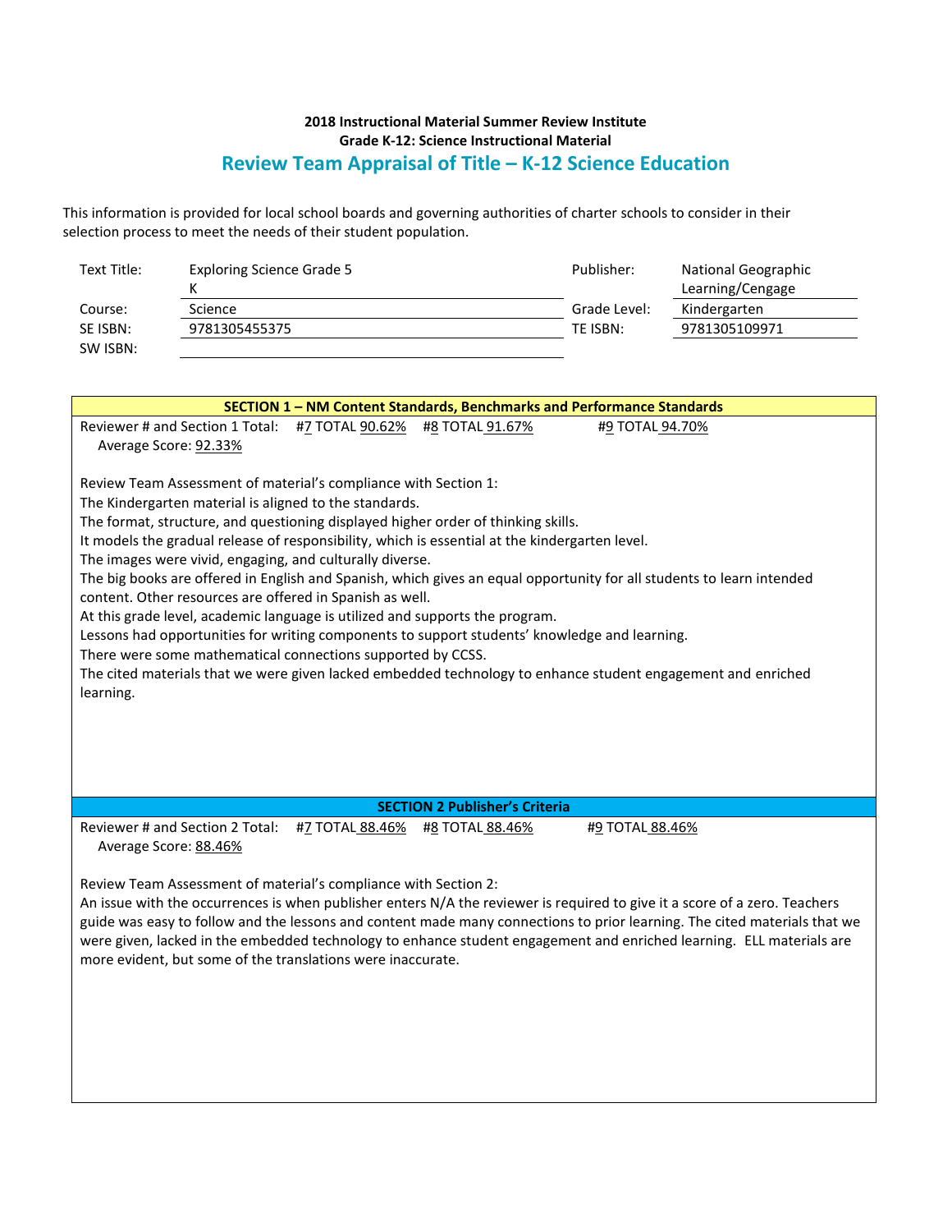**2018 Instructional Material Summer Review Institute**
**Grade K-12: Science Instructional Material**

## Review Team Appraisal of Title – K-12 Science Education

This information is provided for local school boards and governing authorities of charter schools to consider in their selection process to meet the needs of their student population.

| | | | |
|---|---|---|---|
| Text Title: | Exploring Science Grade 5 K | Publisher: | National Geographic Learning/Cengage |
| Course: | Science | Grade Level: | Kindergarten |
| SE ISBN: | 9781305455375 | TE ISBN: | 9781305109971 |
| SW ISBN: | | | |

### SECTION 1 – NM Content Standards, Benchmarks and Performance Standards

Reviewer # and Section 1 Total: #7 TOTAL 90.62% #8 TOTAL 91.67% #9 TOTAL 94.70%
Average Score: 92.33%

Review Team Assessment of material's compliance with Section 1:
The Kindergarten material is aligned to the standards.
The format, structure, and questioning displayed higher order of thinking skills.
It models the gradual release of responsibility, which is essential at the kindergarten level.
The images were vivid, engaging, and culturally diverse.
The big books are offered in English and Spanish, which gives an equal opportunity for all students to learn intended content. Other resources are offered in Spanish as well.
At this grade level, academic language is utilized and supports the program.
Lessons had opportunities for writing components to support students' knowledge and learning.
There were some mathematical connections supported by CCSS.
The cited materials that we were given lacked embedded technology to enhance student engagement and enriched learning.

### SECTION 2 Publisher's Criteria

Reviewer # and Section 2 Total: #7 TOTAL 88.46% #8 TOTAL 88.46% #9 TOTAL 88.46%
Average Score: 88.46%

Review Team Assessment of material's compliance with Section 2:
An issue with the occurrences is when publisher enters N/A the reviewer is required to give it a score of a zero. Teachers guide was easy to follow and the lessons and content made many connections to prior learning. The cited materials that we were given, lacked in the embedded technology to enhance student engagement and enriched learning. ELL materials are more evident, but some of the translations were inaccurate.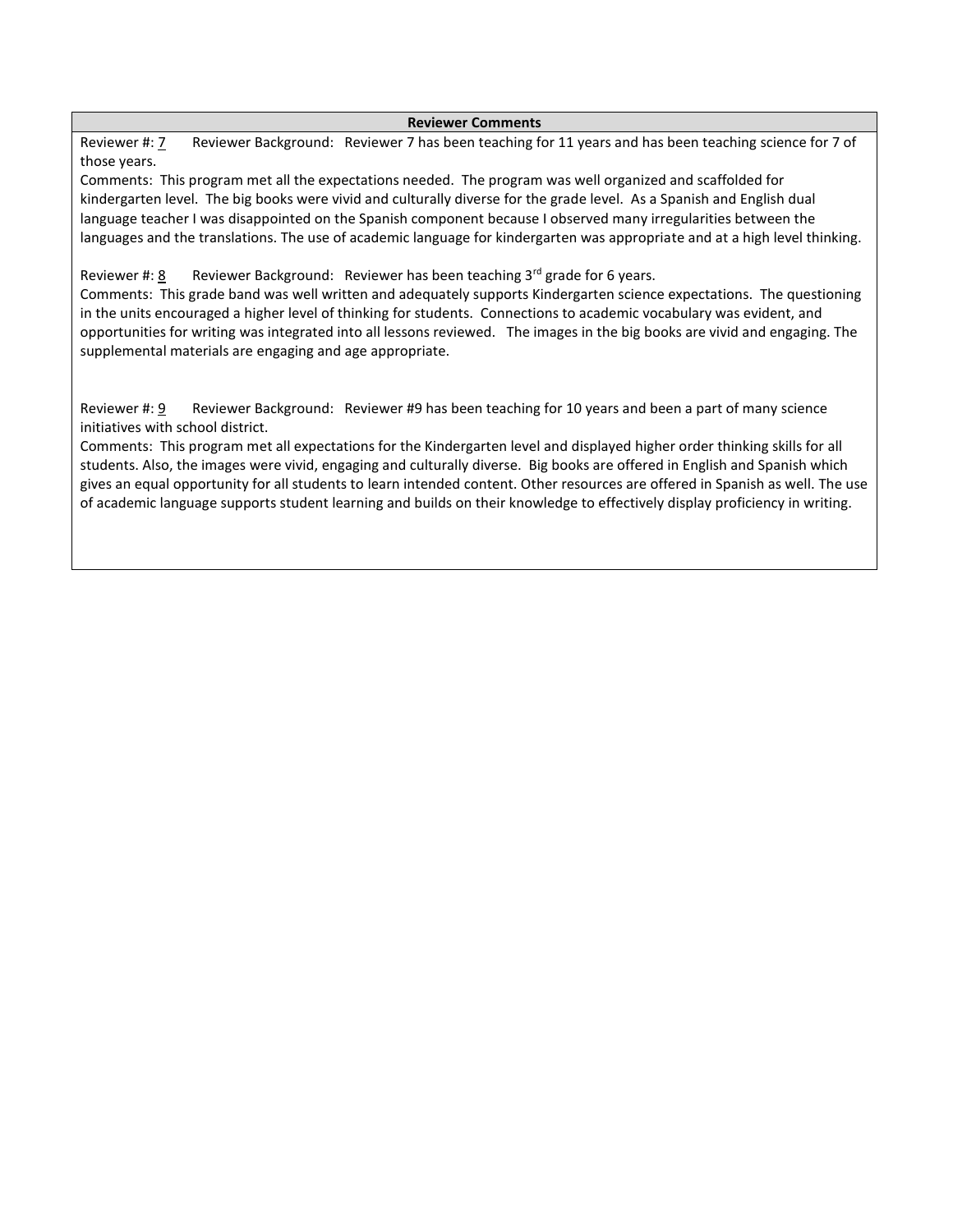**Reviewer Comments**

Reviewer #: 7 Reviewer Background: Reviewer 7 has been teaching for 11 years and has been teaching science for 7 of those years.

Comments: This program met all the expectations needed. The program was well organized and scaffolded for kindergarten level. The big books were vivid and culturally diverse for the grade level. As a Spanish and English dual language teacher I was disappointed on the Spanish component because I observed many irregularities between the languages and the translations. The use of academic language for kindergarten was appropriate and at a high level thinking.

Reviewer #: 8 Reviewer Background: Reviewer has been teaching 3rd grade for 6 years.

Comments: This grade band was well written and adequately supports Kindergarten science expectations. The questioning in the units encouraged a higher level of thinking for students. Connections to academic vocabulary was evident, and opportunities for writing was integrated into all lessons reviewed. The images in the big books are vivid and engaging. The supplemental materials are engaging and age appropriate.

Reviewer #: 9 Reviewer Background: Reviewer #9 has been teaching for 10 years and been a part of many science initiatives with school district.

Comments: This program met all expectations for the Kindergarten level and displayed higher order thinking skills for all students. Also, the images were vivid, engaging and culturally diverse. Big books are offered in English and Spanish which gives an equal opportunity for all students to learn intended content. Other resources are offered in Spanish as well. The use of academic language supports student learning and builds on their knowledge to effectively display proficiency in writing.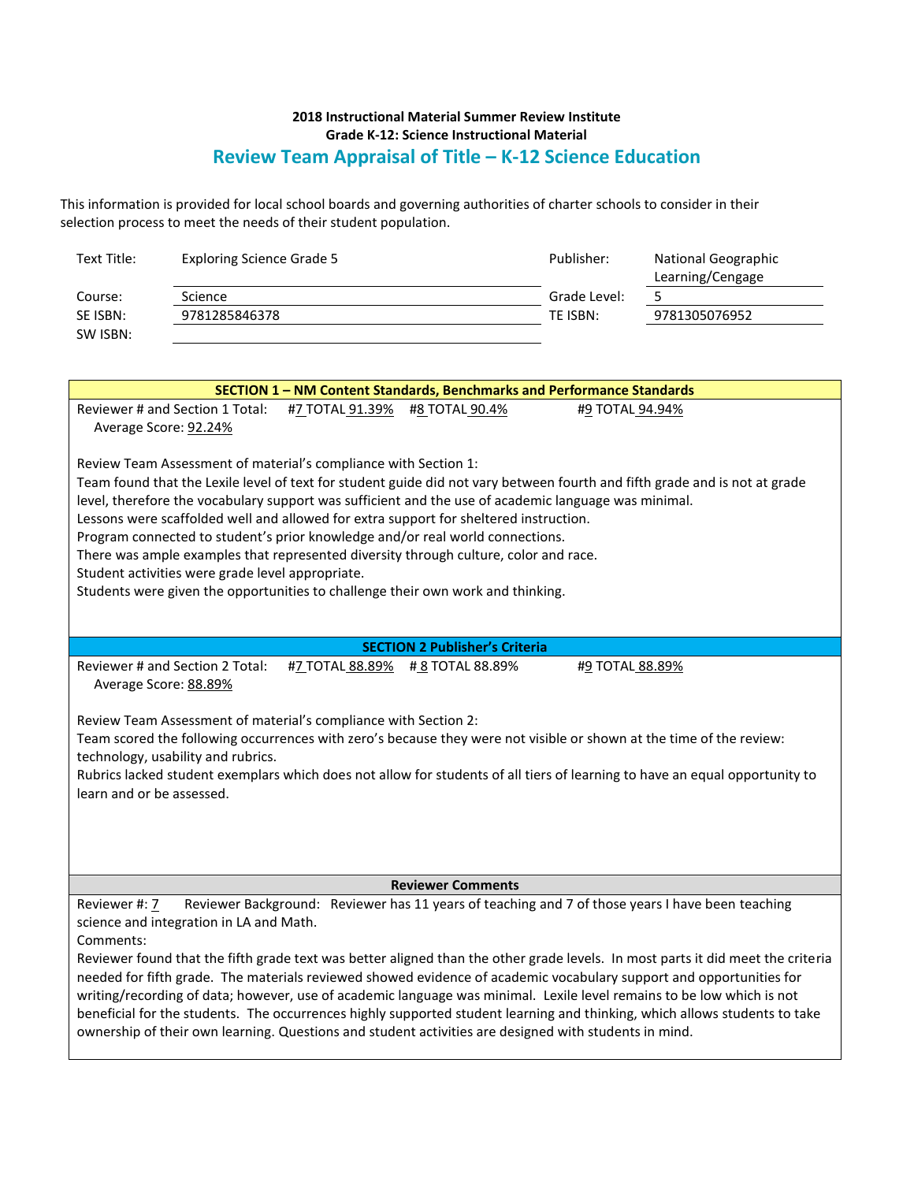**2018 Instructional Material Summer Review Institute**
**Grade K-12: Science Instructional Material**

## Review Team Appraisal of Title – K-12 Science Education

This information is provided for local school boards and governing authorities of charter schools to consider in their selection process to meet the needs of their student population.

| | | | |
|---|---|---|---|
| Text Title: | Exploring Science Grade 5 | Publisher: | National Geographic Learning/Cengage |
| Course: | Science | Grade Level: | 5 |
| SE ISBN: | 9781285846378 | TE ISBN: | 9781305076952 |
| SW ISBN: | | | |

### SECTION 1 – NM Content Standards, Benchmarks and Performance Standards

Reviewer # and Section 1 Total: #7 TOTAL 91.39% #8 TOTAL 90.4% #9 TOTAL 94.94%
Average Score: 92.24%

Review Team Assessment of material's compliance with Section 1:
Team found that the Lexile level of text for student guide did not vary between fourth and fifth grade and is not at grade level, therefore the vocabulary support was sufficient and the use of academic language was minimal.
Lessons were scaffolded well and allowed for extra support for sheltered instruction.
Program connected to student's prior knowledge and/or real world connections.
There was ample examples that represented diversity through culture, color and race.
Student activities were grade level appropriate.
Students were given the opportunities to challenge their own work and thinking.

### SECTION 2 Publisher's Criteria

Reviewer # and Section 2 Total: #7 TOTAL 88.89% # 8 TOTAL 88.89% #9 TOTAL 88.89%
Average Score: 88.89%

Review Team Assessment of material's compliance with Section 2:
Team scored the following occurrences with zero's because they were not visible or shown at the time of the review: technology, usability and rubrics.
Rubrics lacked student exemplars which does not allow for students of all tiers of learning to have an equal opportunity to learn and or be assessed.

### Reviewer Comments

Reviewer #: 7 Reviewer Background: Reviewer has 11 years of teaching and 7 of those years I have been teaching science and integration in LA and Math.
Comments:
Reviewer found that the fifth grade text was better aligned than the other grade levels. In most parts it did meet the criteria needed for fifth grade. The materials reviewed showed evidence of academic vocabulary support and opportunities for writing/recording of data; however, use of academic language was minimal. Lexile level remains to be low which is not beneficial for the students. The occurrences highly supported student learning and thinking, which allows students to take ownership of their own learning. Questions and student activities are designed with students in mind.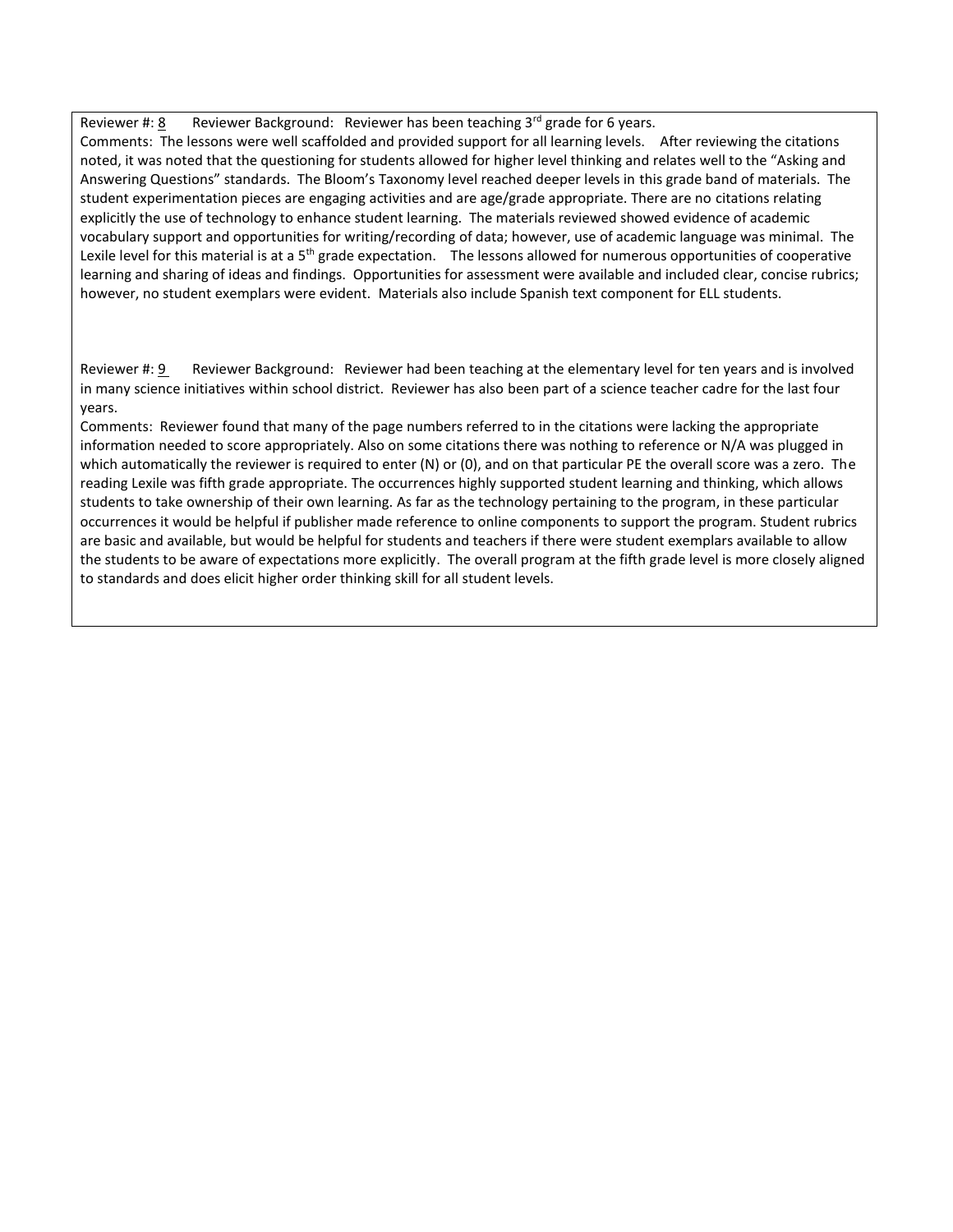Reviewer #: 8 Reviewer Background: Reviewer has been teaching 3rd grade for 6 years.

Comments: The lessons were well scaffolded and provided support for all learning levels. After reviewing the citations noted, it was noted that the questioning for students allowed for higher level thinking and relates well to the "Asking and Answering Questions" standards. The Bloom's Taxonomy level reached deeper levels in this grade band of materials. The student experimentation pieces are engaging activities and are age/grade appropriate. There are no citations relating explicitly the use of technology to enhance student learning. The materials reviewed showed evidence of academic vocabulary support and opportunities for writing/recording of data; however, use of academic language was minimal. The Lexile level for this material is at a 5th grade expectation. The lessons allowed for numerous opportunities of cooperative learning and sharing of ideas and findings. Opportunities for assessment were available and included clear, concise rubrics; however, no student exemplars were evident. Materials also include Spanish text component for ELL students.

Reviewer #: 9 Reviewer Background: Reviewer had been teaching at the elementary level for ten years and is involved in many science initiatives within school district. Reviewer has also been part of a science teacher cadre for the last four years.

Comments: Reviewer found that many of the page numbers referred to in the citations were lacking the appropriate information needed to score appropriately. Also on some citations there was nothing to reference or N/A was plugged in which automatically the reviewer is required to enter (N) or (0), and on that particular PE the overall score was a zero. The reading Lexile was fifth grade appropriate. The occurrences highly supported student learning and thinking, which allows students to take ownership of their own learning. As far as the technology pertaining to the program, in these particular occurrences it would be helpful if publisher made reference to online components to support the program. Student rubrics are basic and available, but would be helpful for students and teachers if there were student exemplars available to allow the students to be aware of expectations more explicitly. The overall program at the fifth grade level is more closely aligned to standards and does elicit higher order thinking skill for all student levels.